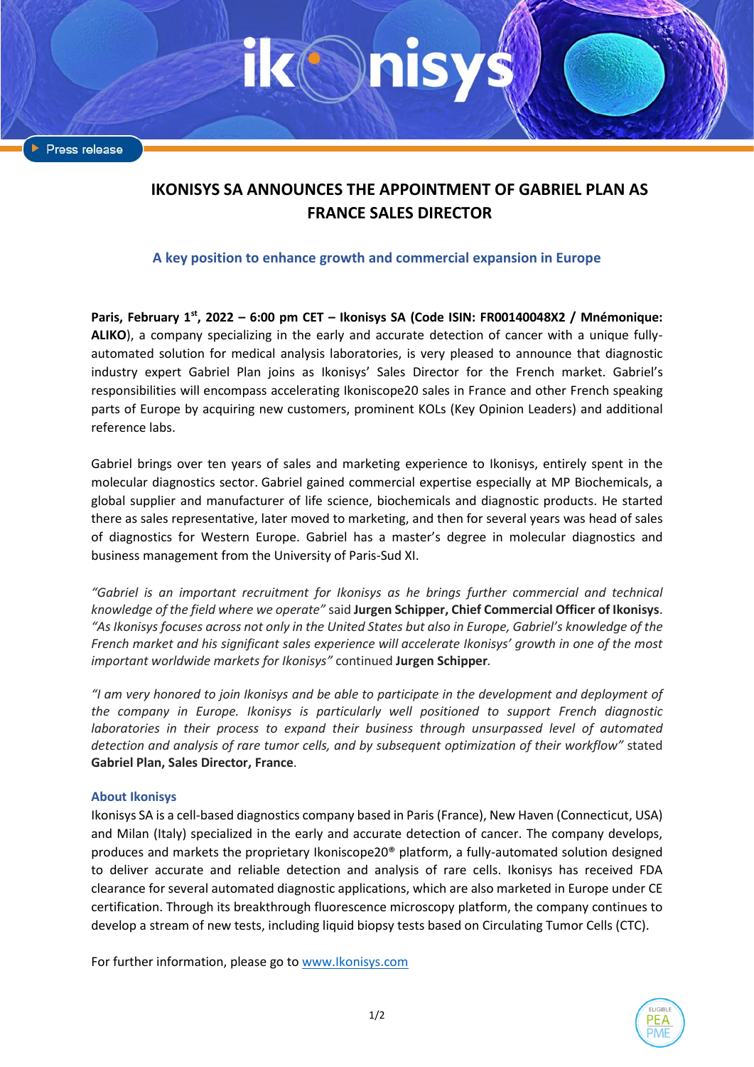Press release

# IKONISYS SA ANNOUNCES THE APPOINTMENT OF GABRIEL PLAN AS FRANCE SALES DIRECTOR

## A key position to enhance growth and commercial expansion in Europe

**Paris, February 1st, 2022 – 6:00 pm CET – Ikonisys SA (Code ISIN: FR00140048X2 / Mnémonique: ALIKO)**, a company specializing in the early and accurate detection of cancer with a unique fully-automated solution for medical analysis laboratories, is very pleased to announce that diagnostic industry expert Gabriel Plan joins as Ikonisys' Sales Director for the French market. Gabriel's responsibilities will encompass accelerating Ikoniscope20 sales in France and other French speaking parts of Europe by acquiring new customers, prominent KOLs (Key Opinion Leaders) and additional reference labs.

Gabriel brings over ten years of sales and marketing experience to Ikonisys, entirely spent in the molecular diagnostics sector. Gabriel gained commercial expertise especially at MP Biochemicals, a global supplier and manufacturer of life science, biochemicals and diagnostic products. He started there as sales representative, later moved to marketing, and then for several years was head of sales of diagnostics for Western Europe. Gabriel has a master's degree in molecular diagnostics and business management from the University of Paris-Sud XI.

*"Gabriel is an important recruitment for Ikonisys as he brings further commercial and technical knowledge of the field where we operate"* said **Jurgen Schipper, Chief Commercial Officer of Ikonisys**. *"As Ikonisys focuses across not only in the United States but also in Europe, Gabriel's knowledge of the French market and his significant sales experience will accelerate Ikonisys' growth in one of the most important worldwide markets for Ikonisys"* continued **Jurgen Schipper**.

*"I am very honored to join Ikonisys and be able to participate in the development and deployment of the company in Europe. Ikonisys is particularly well positioned to support French diagnostic laboratories in their process to expand their business through unsurpassed level of automated detection and analysis of rare tumor cells, and by subsequent optimization of their workflow"* stated **Gabriel Plan, Sales Director, France**.

### About Ikonisys

Ikonisys SA is a cell-based diagnostics company based in Paris (France), New Haven (Connecticut, USA) and Milan (Italy) specialized in the early and accurate detection of cancer. The company develops, produces and markets the proprietary Ikoniscope20® platform, a fully-automated solution designed to deliver accurate and reliable detection and analysis of rare cells. Ikonisys has received FDA clearance for several automated diagnostic applications, which are also marketed in Europe under CE certification. Through its breakthrough fluorescence microscopy platform, the company continues to develop a stream of new tests, including liquid biopsy tests based on Circulating Tumor Cells (CTC).

For further information, please go to [www.Ikonisys.com](www.Ikonisys.com)

ELIGIBLE PEA PME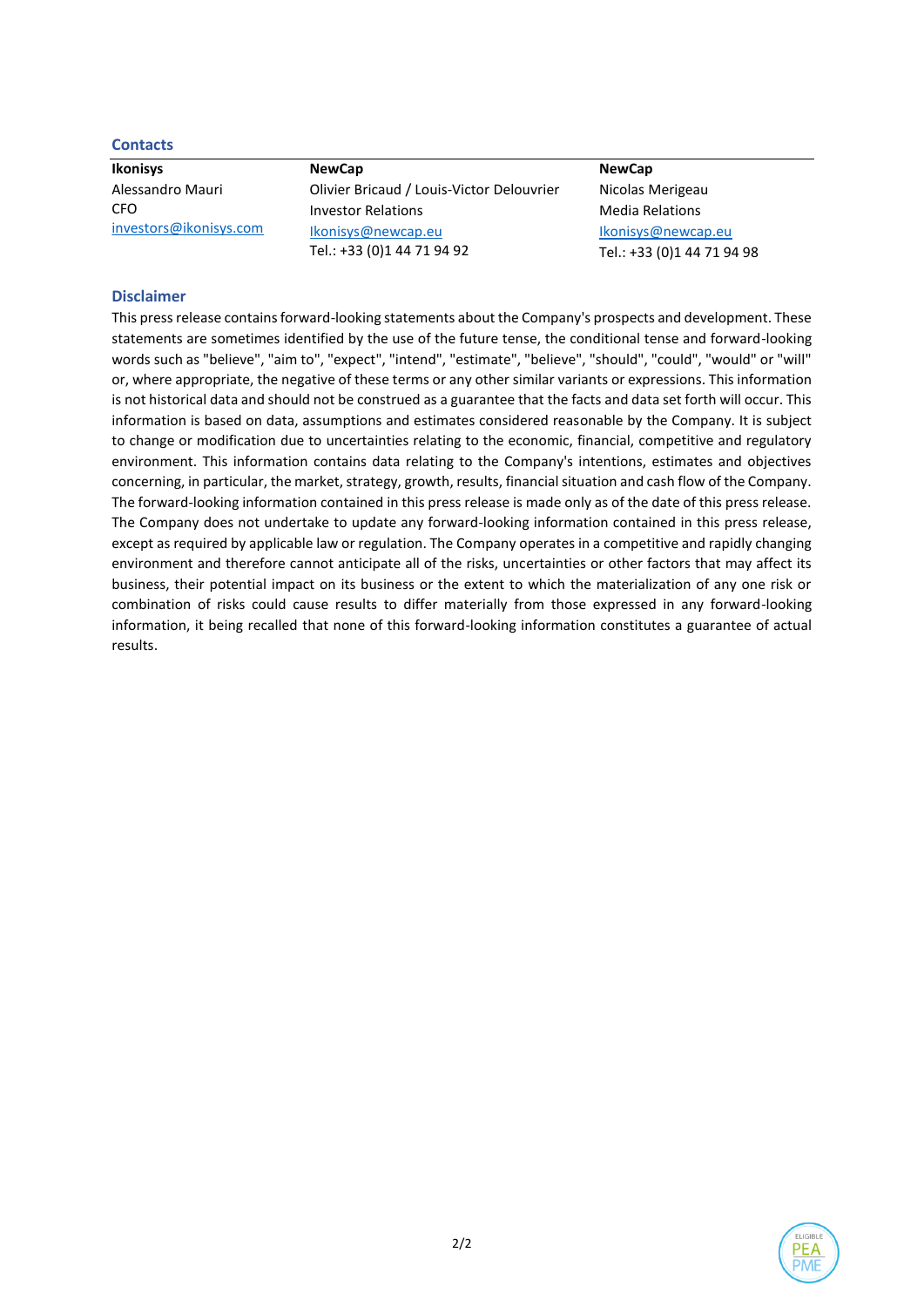## Contacts

| Ikonisys | NewCap | NewCap |
| --- | --- | --- |
| Alessandro Mauri | Olivier Bricaud / Louis-Victor Delouvrier | Nicolas Merigeau |
| CFO | Investor Relations | Media Relations |
| investors@ikonisys.com | Ikonisys@newcap.eu | Ikonisys@newcap.eu |
| | Tel.: +33 (0)1 44 71 94 92 | Tel.: +33 (0)1 44 71 94 98 |

## Disclaimer

This press release contains forward-looking statements about the Company's prospects and development. These statements are sometimes identified by the use of the future tense, the conditional tense and forward-looking words such as "believe", "aim to", "expect", "intend", "estimate", "believe", "should", "could", "would" or "will" or, where appropriate, the negative of these terms or any other similar variants or expressions. This information is not historical data and should not be construed as a guarantee that the facts and data set forth will occur. This information is based on data, assumptions and estimates considered reasonable by the Company. It is subject to change or modification due to uncertainties relating to the economic, financial, competitive and regulatory environment. This information contains data relating to the Company's intentions, estimates and objectives concerning, in particular, the market, strategy, growth, results, financial situation and cash flow of the Company. The forward-looking information contained in this press release is made only as of the date of this press release. The Company does not undertake to update any forward-looking information contained in this press release, except as required by applicable law or regulation. The Company operates in a competitive and rapidly changing environment and therefore cannot anticipate all of the risks, uncertainties or other factors that may affect its business, their potential impact on its business or the extent to which the materialization of any one risk or combination of risks could cause results to differ materially from those expressed in any forward-looking information, it being recalled that none of this forward-looking information constitutes a guarantee of actual results.